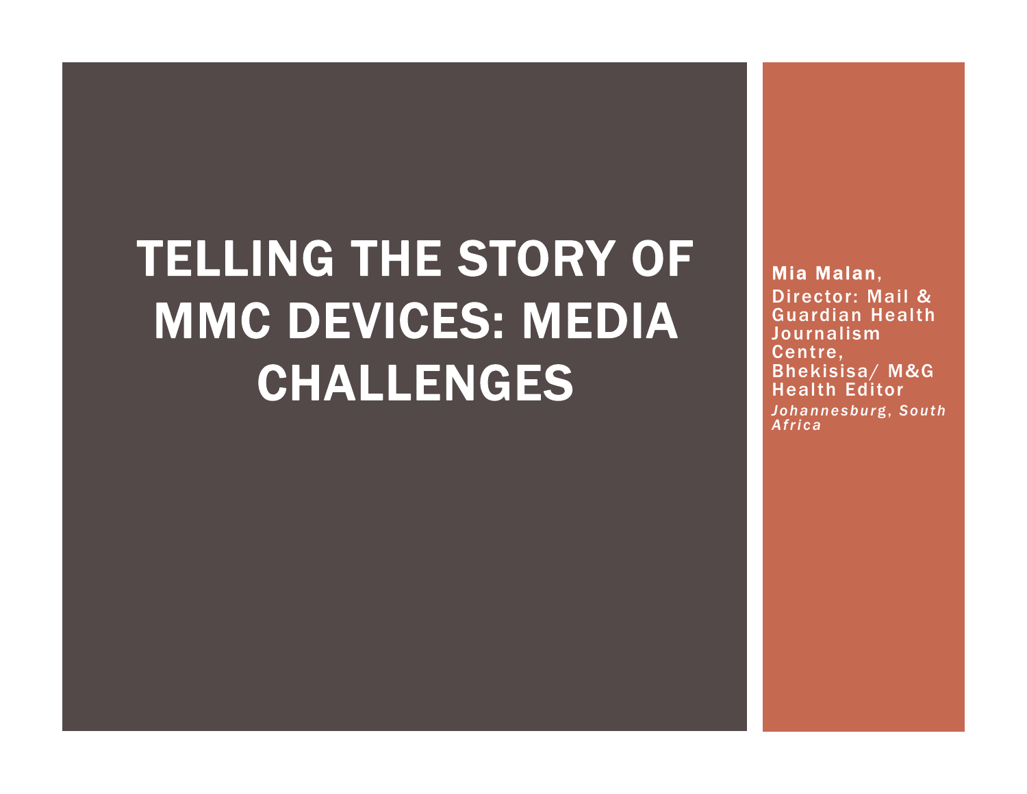# TELLING THE STORY OF MMC DEVICES: MEDIA CHALLENGES

**Mia Malan**, Director: Mail & Guardian Health Journalism Centre, Bhekisisa/ M&G Health Editor

*Johannesburg, South Africa*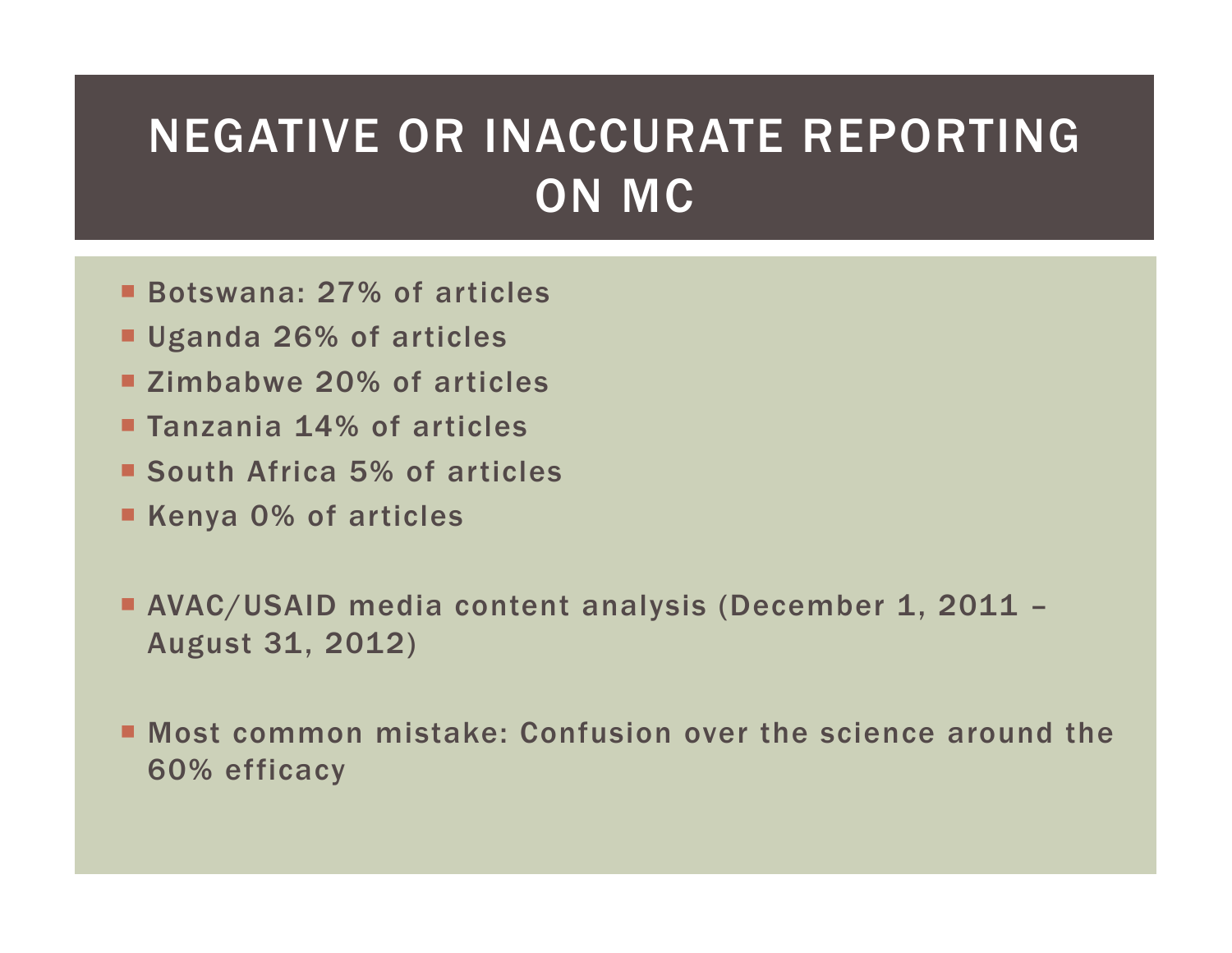# NEGATIVE OR INACCURATE REPORTING ON MC

- Botswana: 27% of articles
- Uganda 26% of articles
- Zimbabwe 20% of articles
- Tanzania 14% of articles
- South Africa 5% of articles
- Kenya 0% of articles

- AVAC/USAID media content analysis (December 1, 2011 – August 31, 2012)

- Most common mistake: Confusion over the science around the 60% efficacy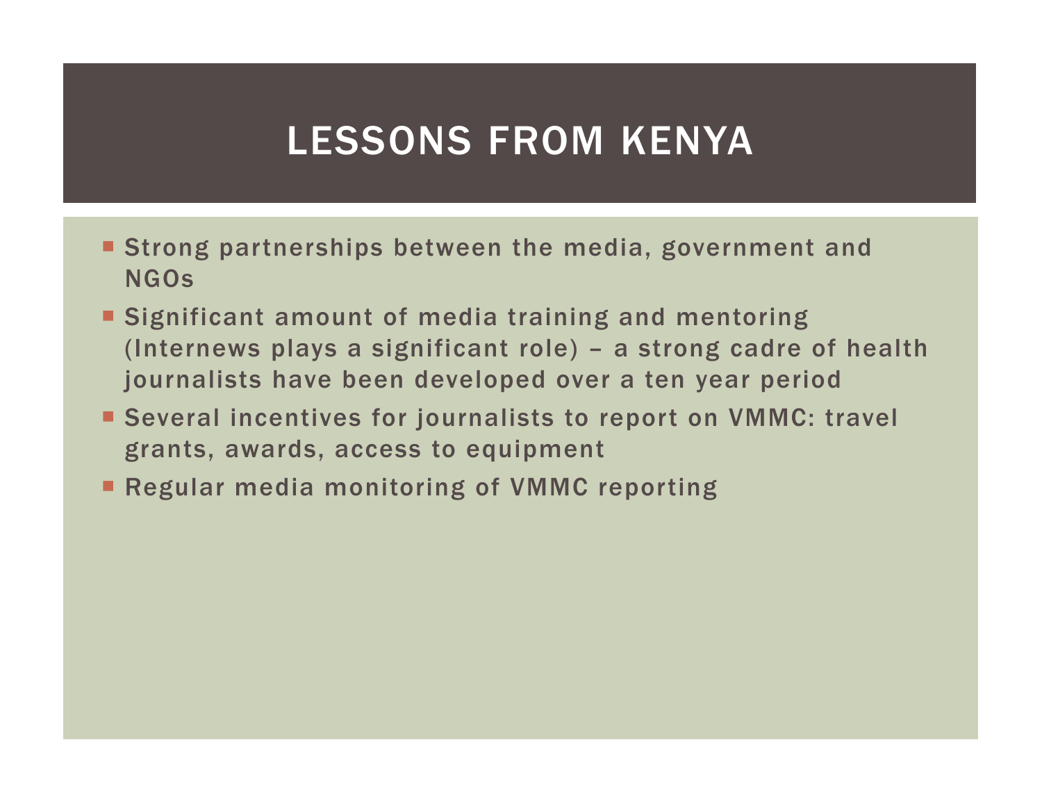# LESSONS FROM KENYA

- Strong partnerships between the media, government and NGOs
- Significant amount of media training and mentoring (Internews plays a significant role) – a strong cadre of health journalists have been developed over a ten year period
- Several incentives for journalists to report on VMMC: travel grants, awards, access to equipment
- Regular media monitoring of VMMC reporting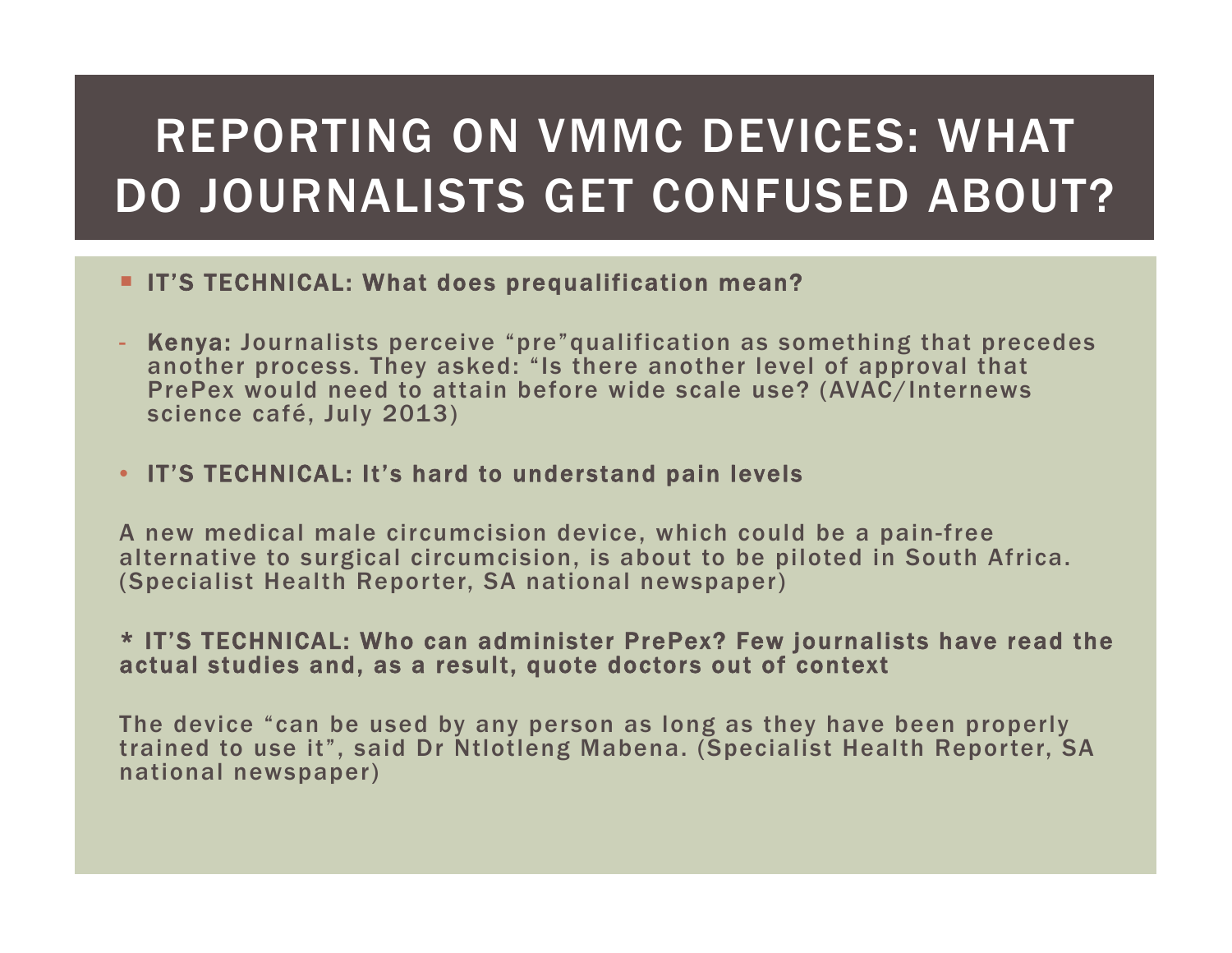# REPORTING ON VMMC DEVICES: WHAT DO JOURNALISTS GET CONFUSED ABOUT?

- **IT'S TECHNICAL: What does prequalification mean?**

- **Kenya:** Journalists perceive "pre"qualification as something that precedes another process. They asked: "Is there another level of approval that PrePex would need to attain before wide scale use? (AVAC/Internews science café, July 2013)

- **IT'S TECHNICAL: It's hard to understand pain levels**

A new medical male circumcision device, which could be a pain-free alternative to surgical circumcision, is about to be piloted in South Africa. (Specialist Health Reporter, SA national newspaper)

**\* IT'S TECHNICAL: Who can administer PrePex? Few journalists have read the actual studies and, as a result, quote doctors out of context**

The device "can be used by any person as long as they have been properly trained to use it", said Dr Ntlotleng Mabena. (Specialist Health Reporter, SA national newspaper)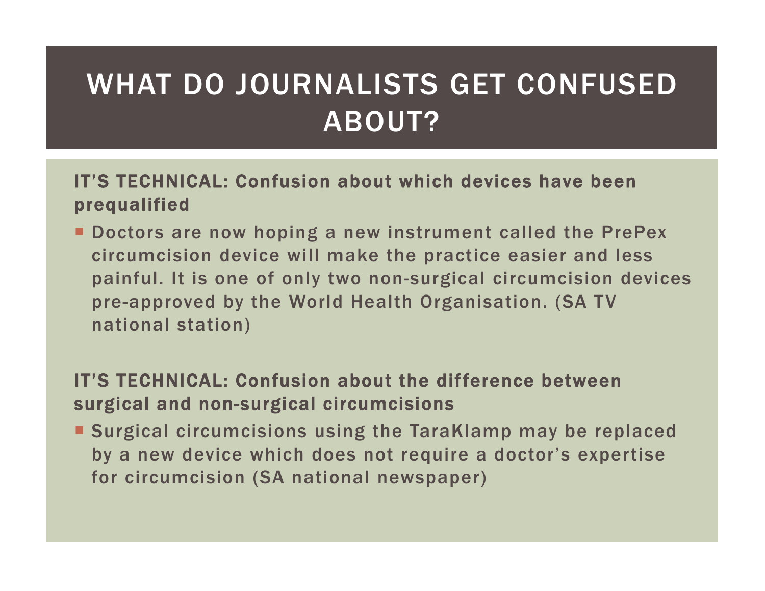# WHAT DO JOURNALISTS GET CONFUSED ABOUT?

**IT'S TECHNICAL: Confusion about which devices have been prequalified**

- Doctors are now hoping a new instrument called the PrePex circumcision device will make the practice easier and less painful. It is one of only two non-surgical circumcision devices pre-approved by the World Health Organisation. (SA TV national station)

**IT'S TECHNICAL: Confusion about the difference between surgical and non-surgical circumcisions**

- Surgical circumcisions using the TaraKlamp may be replaced by a new device which does not require a doctor's expertise for circumcision (SA national newspaper)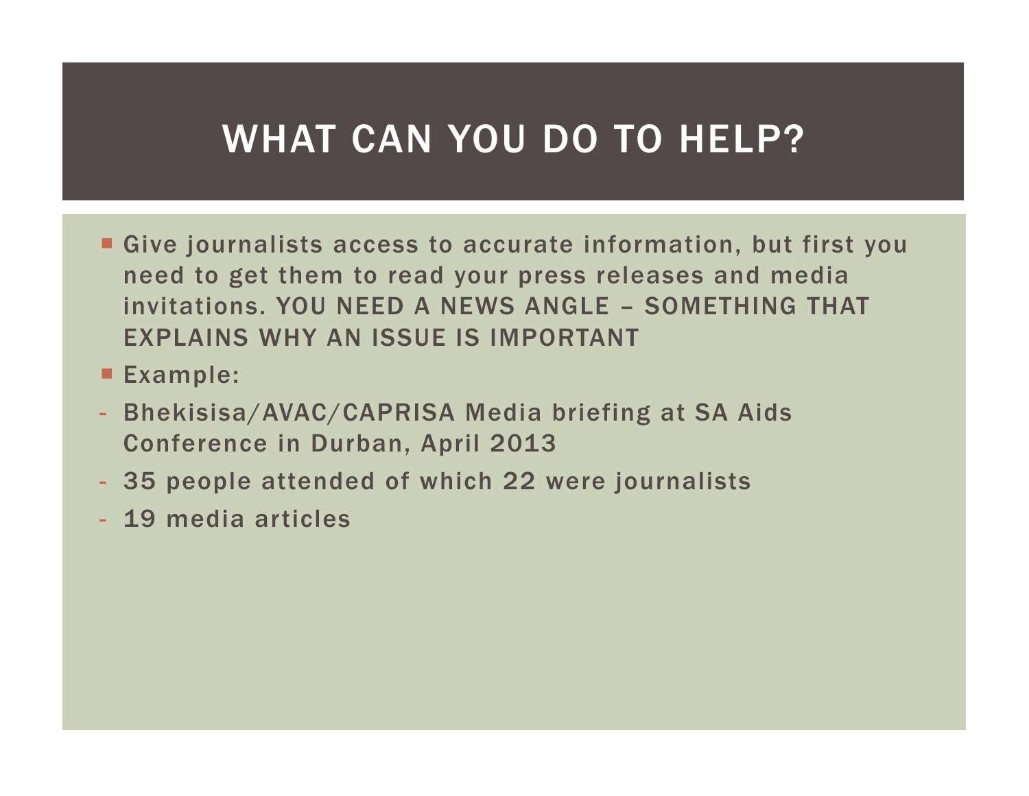# WHAT CAN YOU DO TO HELP?

- Give journalists access to accurate information, but first you need to get them to read your press releases and media invitations. YOU NEED A NEWS ANGLE – SOMETHING THAT EXPLAINS WHY AN ISSUE IS IMPORTANT
- Example:

- Bhekisisa/AVAC/CAPRISA Media briefing at SA Aids Conference in Durban, April 2013
- 35 people attended of which 22 were journalists
- 19 media articles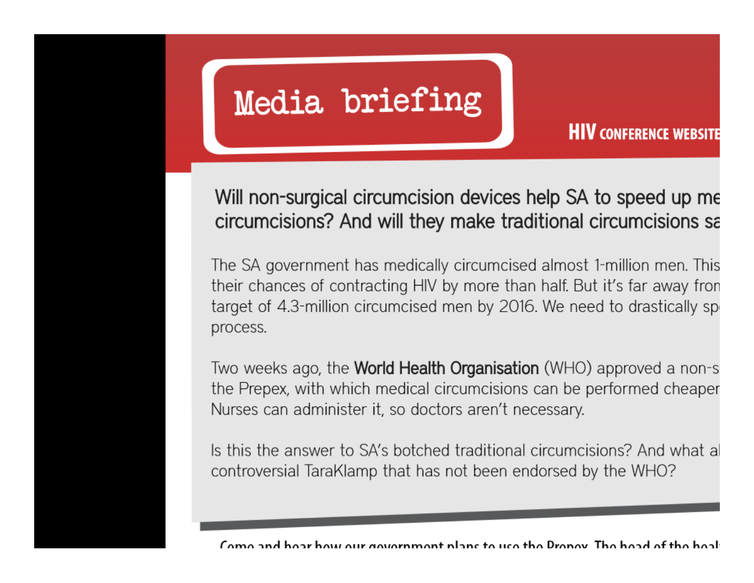# Media briefing

HIV CONFERENCE WEBSITE

## Will non-surgical circumcision devices help SA to speed up me circumcisions? And will they make traditional circumcisions sa

The SA government has medically circumcised almost 1-million men. This their chances of contracting HIV by more than half. But it's far away fron target of 4.3-million circumcised men by 2016. We need to drastically sp process.

Two weeks ago, the **World Health Organisation** (WHO) approved a non-s the Prepex, with which medical circumcisions can be performed cheaper Nurses can administer it, so doctors aren't necessary.

Is this the answer to SA's botched traditional circumcisions? And what al controversial TaraKlamp that has not been endorsed by the WHO?

Come and hear how our government plans to use the Prepex. The head of the heal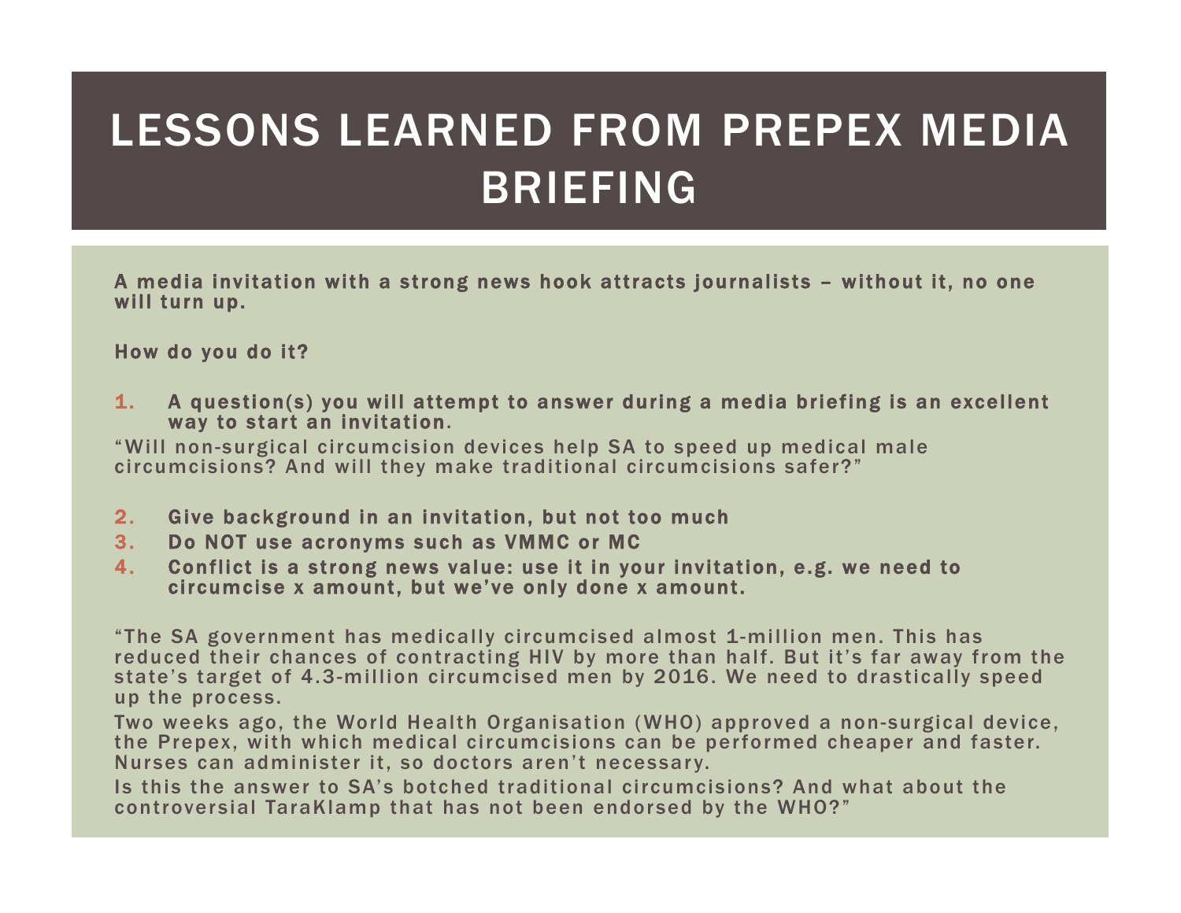# LESSONS LEARNED FROM PREPEX MEDIA BRIEFING

**A media invitation with a strong news hook attracts journalists – without it, no one will turn up.**

**How do you do it?**

1. **A question(s) you will attempt to answer during a media briefing is an excellent way to start an invitation.**

"Will non-surgical circumcision devices help SA to speed up medical male circumcisions? And will they make traditional circumcisions safer?"

2. **Give background in an invitation, but not too much**
3. **Do NOT use acronyms such as VMMC or MC**
4. **Conflict is a strong news value: use it in your invitation, e.g. we need to circumcise x amount, but we've only done x amount.**

"The SA government has medically circumcised almost 1-million men. This has reduced their chances of contracting HIV by more than half. But it's far away from the state's target of 4.3-million circumcised men by 2016. We need to drastically speed up the process.

Two weeks ago, the World Health Organisation (WHO) approved a non-surgical device, the Prepex, with which medical circumcisions can be performed cheaper and faster. Nurses can administer it, so doctors aren't necessary.

Is this the answer to SA's botched traditional circumcisions? And what about the controversial TaraKlamp that has not been endorsed by the WHO?"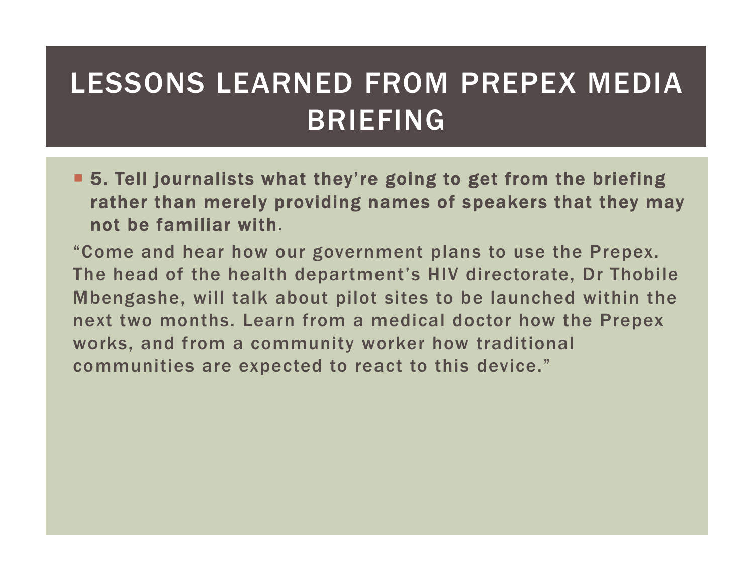# LESSONS LEARNED FROM PREPEX MEDIA BRIEFING

- **5. Tell journalists what they're going to get from the briefing rather than merely providing names of speakers that they may not be familiar with.**

"Come and hear how our government plans to use the Prepex. The head of the health department's HIV directorate, Dr Thobile Mbengashe, will talk about pilot sites to be launched within the next two months. Learn from a medical doctor how the Prepex works, and from a community worker how traditional communities are expected to react to this device."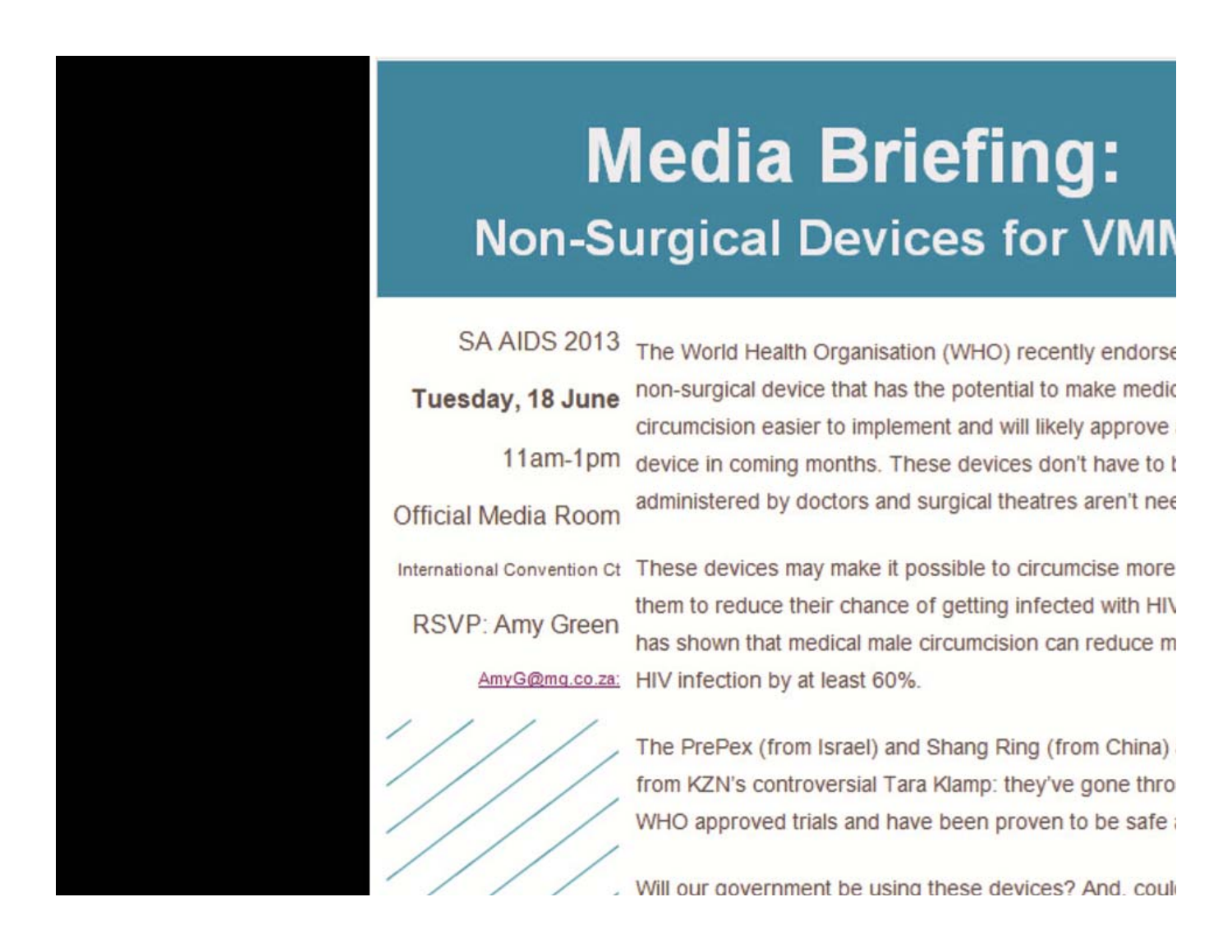# Media Briefing:

## Non-Surgical Devices for VMM

SA AIDS 2013

**Tuesday, 18 June**

11am-1pm

Official Media Room

International Convention Ct

RSVP: Amy Green

AmyG@mg.co.za:

The World Health Organisation (WHO) recently endorse non-surgical device that has the potential to make medic circumcision easier to implement and will likely approve device in coming months. These devices don't have to b administered by doctors and surgical theatres aren't nee

These devices may make it possible to circumcise more them to reduce their chance of getting infected with HIV has shown that medical male circumcision can reduce m HIV infection by at least 60%.

The PrePex (from Israel) and Shang Ring (from China) from KZN's controversial Tara Klamp: they've gone thro WHO approved trials and have been proven to be safe

Will our government be using these devices? And, coul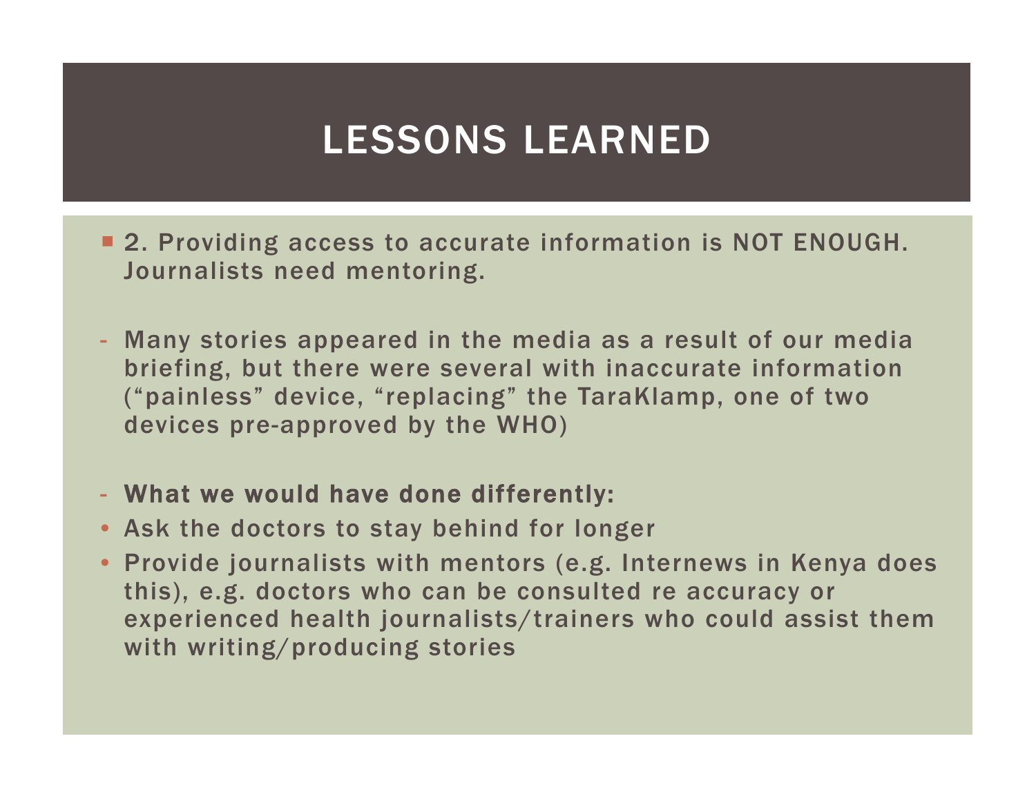# LESSONS LEARNED

- **2. Providing access to accurate information is NOT ENOUGH. Journalists need mentoring.**

- Many stories appeared in the media as a result of our media briefing, but there were several with inaccurate information ("painless" device, "replacing" the TaraKlamp, one of two devices pre-approved by the WHO)

- **What we would have done differently:**
  - Ask the doctors to stay behind for longer
  - Provide journalists with mentors (e.g. Internews in Kenya does this), e.g. doctors who can be consulted re accuracy or experienced health journalists/trainers who could assist them with writing/producing stories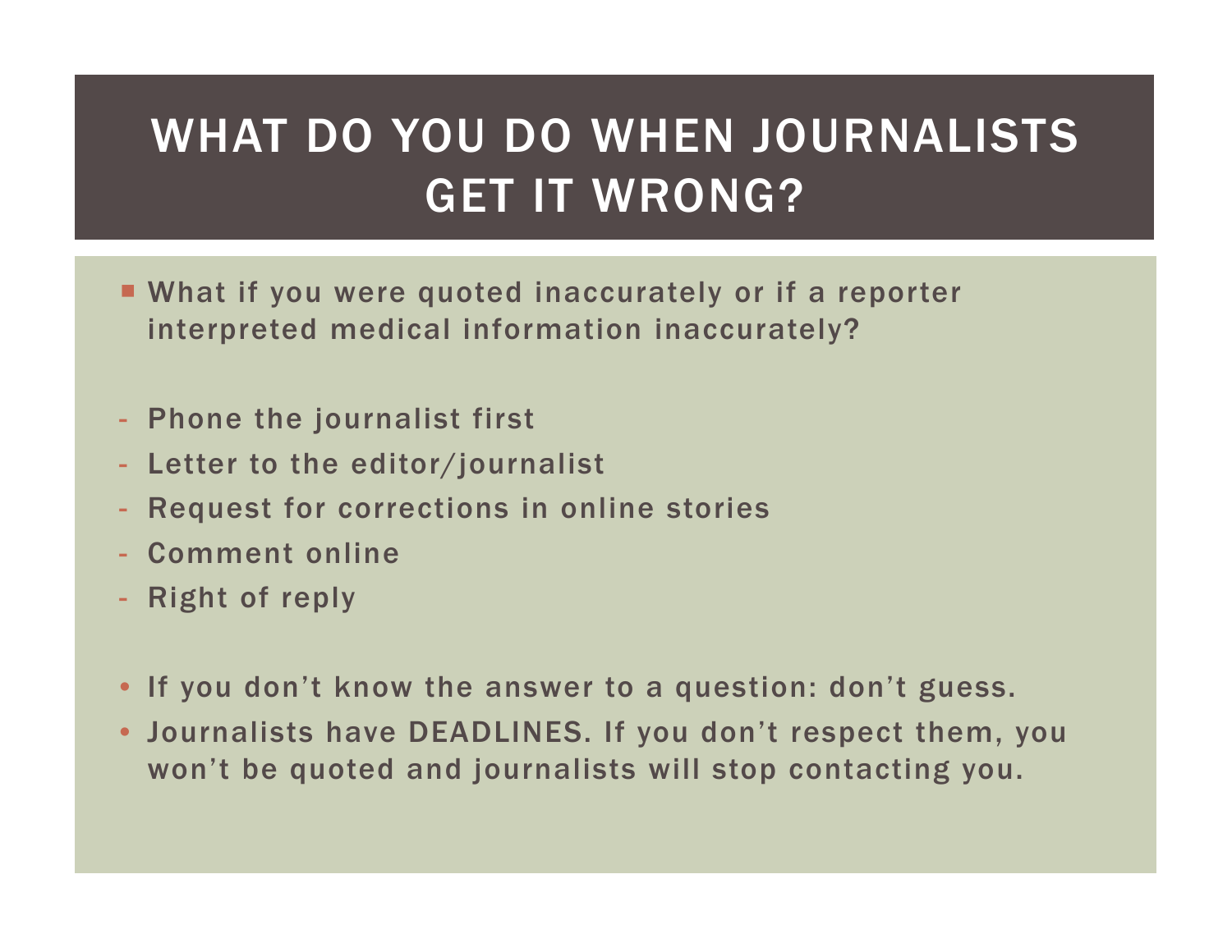# WHAT DO YOU DO WHEN JOURNALISTS GET IT WRONG?

- What if you were quoted inaccurately or if a reporter interpreted medical information inaccurately?

- Phone the journalist first
- Letter to the editor/journalist
- Request for corrections in online stories
- Comment online
- Right of reply

- If you don't know the answer to a question: don't guess.
- Journalists have DEADLINES. If you don't respect them, you won't be quoted and journalists will stop contacting you.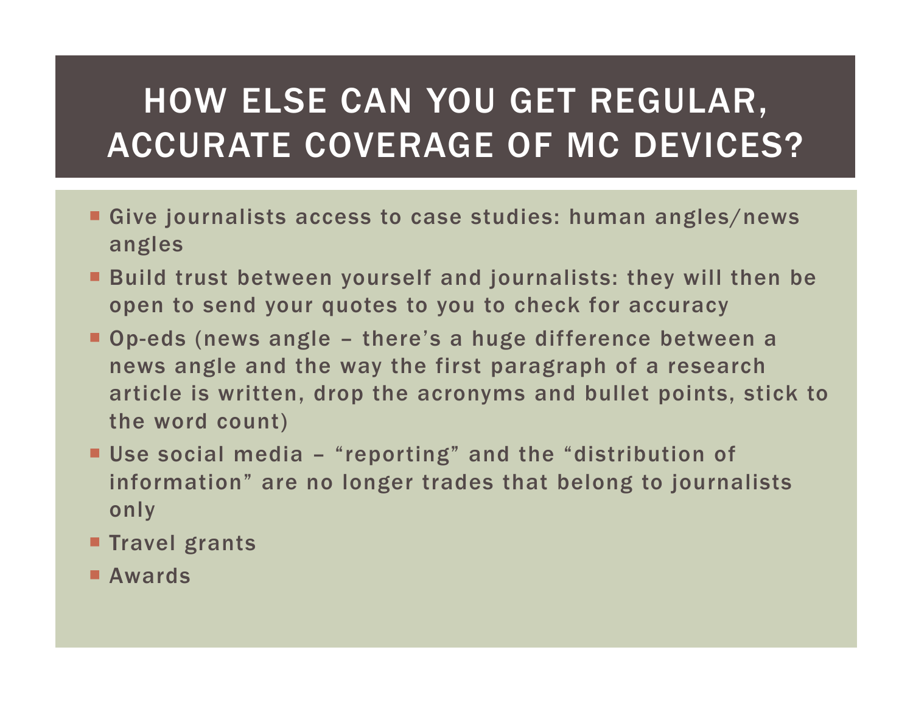# HOW ELSE CAN YOU GET REGULAR, ACCURATE COVERAGE OF MC DEVICES?

- Give journalists access to case studies: human angles/news angles
- Build trust between yourself and journalists: they will then be open to send your quotes to you to check for accuracy
- Op-eds (news angle – there's a huge difference between a news angle and the way the first paragraph of a research article is written, drop the acronyms and bullet points, stick to the word count)
- Use social media – "reporting" and the "distribution of information" are no longer trades that belong to journalists only
- Travel grants
- Awards